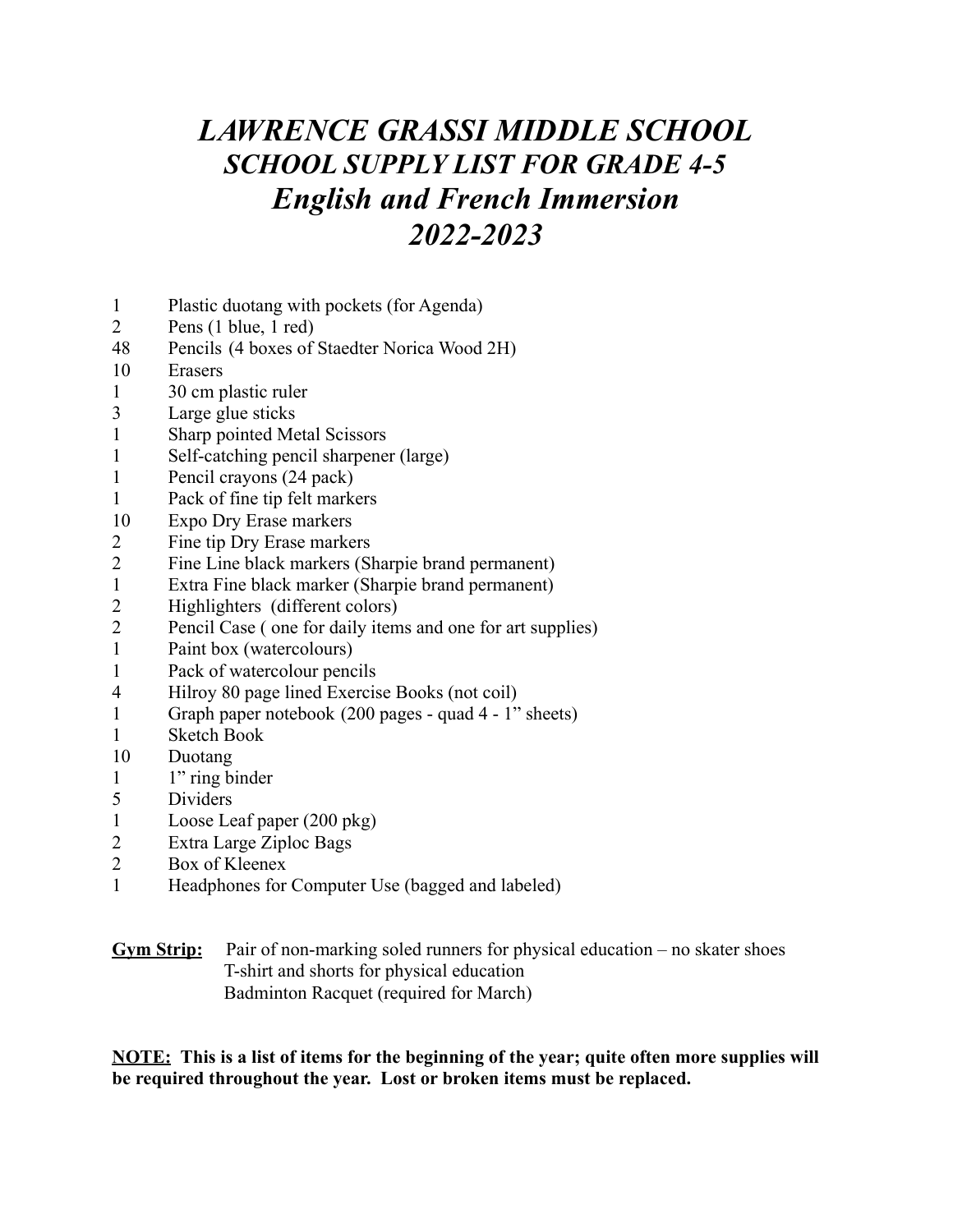# *LAWRENCE GRASSI MIDDLE SCHOOL*
## *SCHOOL SUPPLY LIST FOR GRADE 4-5*
## *English and French Immersion*
## *2022-2023*

| | |
|---|---|
| 1 | Plastic duotang with pockets (for Agenda) |
| 2 | Pens (1 blue, 1 red) |
| 48 | Pencils (4 boxes of Staedter Norica Wood 2H) |
| 10 | Erasers |
| 1 | 30 cm plastic ruler |
| 3 | Large glue sticks |
| 1 | Sharp pointed Metal Scissors |
| 1 | Self-catching pencil sharpener (large) |
| 1 | Pencil crayons (24 pack) |
| 1 | Pack of fine tip felt markers |
| 10 | Expo Dry Erase markers |
| 2 | Fine tip Dry Erase markers |
| 2 | Fine Line black markers (Sharpie brand permanent) |
| 1 | Extra Fine black marker (Sharpie brand permanent) |
| 2 | Highlighters (different colors) |
| 2 | Pencil Case ( one for daily items and one for art supplies) |
| 1 | Paint box (watercolours) |
| 1 | Pack of watercolour pencils |
| 4 | Hilroy 80 page lined Exercise Books (not coil) |
| 1 | Graph paper notebook (200 pages - quad 4 - 1" sheets) |
| 1 | Sketch Book |
| 10 | Duotang |
| 1 | 1" ring binder |
| 5 | Dividers |
| 1 | Loose Leaf paper (200 pkg) |
| 2 | Extra Large Ziploc Bags |
| 2 | Box of Kleenex |
| 1 | Headphones for Computer Use (bagged and labeled) |

**Gym Strip:** Pair of non-marking soled runners for physical education – no skater shoes
T-shirt and shorts for physical education
Badminton Racquet (required for March)

**NOTE: This is a list of items for the beginning of the year; quite often more supplies will be required throughout the year. Lost or broken items must be replaced.**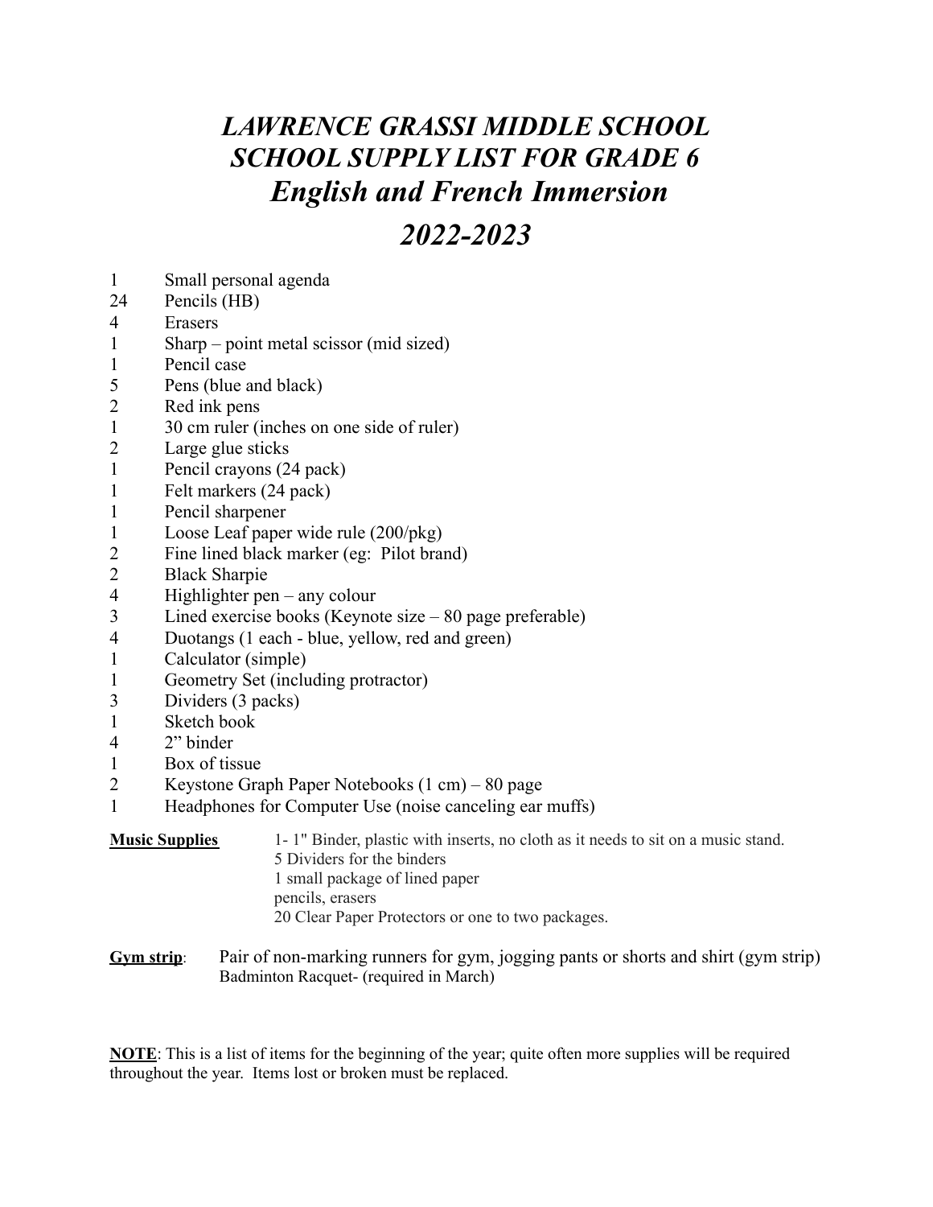# *LAWRENCE GRASSI MIDDLE SCHOOL*
# *SCHOOL SUPPLY LIST FOR GRADE 6*
## *English and French Immersion*
## *2022-2023*

| Qty | Item |
|---|---|
| 1 | Small personal agenda |
| 24 | Pencils (HB) |
| 4 | Erasers |
| 1 | Sharp – point metal scissor (mid sized) |
| 1 | Pencil case |
| 5 | Pens (blue and black) |
| 2 | Red ink pens |
| 1 | 30 cm ruler (inches on one side of ruler) |
| 2 | Large glue sticks |
| 1 | Pencil crayons (24 pack) |
| 1 | Felt markers (24 pack) |
| 1 | Pencil sharpener |
| 1 | Loose Leaf paper wide rule (200/pkg) |
| 2 | Fine lined black marker (eg: Pilot brand) |
| 2 | Black Sharpie |
| 4 | Highlighter pen – any colour |
| 3 | Lined exercise books (Keynote size – 80 page preferable) |
| 4 | Duotangs (1 each - blue, yellow, red and green) |
| 1 | Calculator (simple) |
| 1 | Geometry Set (including protractor) |
| 3 | Dividers (3 packs) |
| 1 | Sketch book |
| 4 | 2" binder |
| 1 | Box of tissue |
| 2 | Keystone Graph Paper Notebooks (1 cm) – 80 page |
| 1 | Headphones for Computer Use (noise canceling ear muffs) |

**Music Supplies**

1- 1" Binder, plastic with inserts, no cloth as it needs to sit on a music stand.
5 Dividers for the binders
1 small package of lined paper
pencils, erasers
20 Clear Paper Protectors or one to two packages.

**Gym strip**: Pair of non-marking runners for gym, jogging pants or shorts and shirt (gym strip)
Badminton Racquet- (required in March)

**NOTE**: This is a list of items for the beginning of the year; quite often more supplies will be required throughout the year. Items lost or broken must be replaced.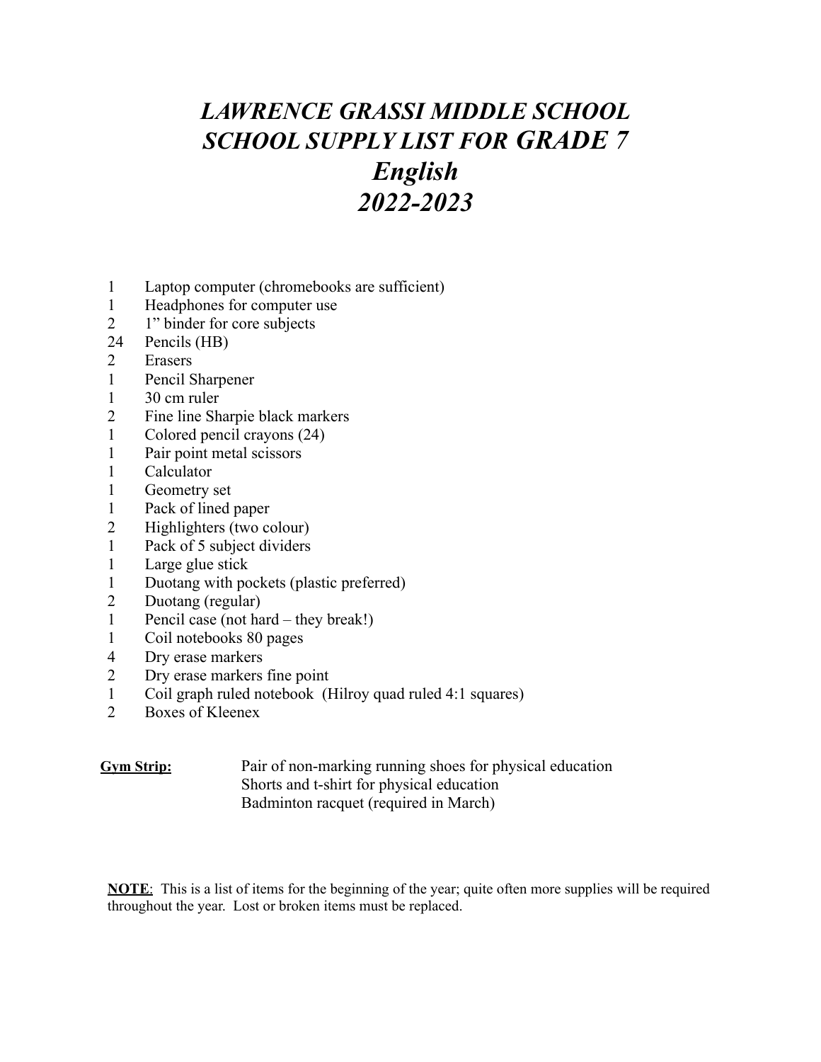# *LAWRENCE GRASSI MIDDLE SCHOOL*
# *SCHOOL SUPPLY LIST FOR GRADE 7*
# *English*
# *2022-2023*

| Qty | Item |
|---|---|
| 1 | Laptop computer (chromebooks are sufficient) |
| 1 | Headphones for computer use |
| 2 | 1" binder for core subjects |
| 24 | Pencils (HB) |
| 2 | Erasers |
| 1 | Pencil Sharpener |
| 1 | 30 cm ruler |
| 2 | Fine line Sharpie black markers |
| 1 | Colored pencil crayons (24) |
| 1 | Pair point metal scissors |
| 1 | Calculator |
| 1 | Geometry set |
| 1 | Pack of lined paper |
| 2 | Highlighters (two colour) |
| 1 | Pack of 5 subject dividers |
| 1 | Large glue stick |
| 1 | Duotang with pockets (plastic preferred) |
| 2 | Duotang (regular) |
| 1 | Pencil case (not hard – they break!) |
| 1 | Coil notebooks 80 pages |
| 4 | Dry erase markers |
| 2 | Dry erase markers fine point |
| 1 | Coil graph ruled notebook (Hilroy quad ruled 4:1 squares) |
| 2 | Boxes of Kleenex |

**Gym Strip:**

- Pair of non-marking running shoes for physical education
- Shorts and t-shirt for physical education
- Badminton racquet (required in March)

**NOTE**: This is a list of items for the beginning of the year; quite often more supplies will be required throughout the year. Lost or broken items must be replaced.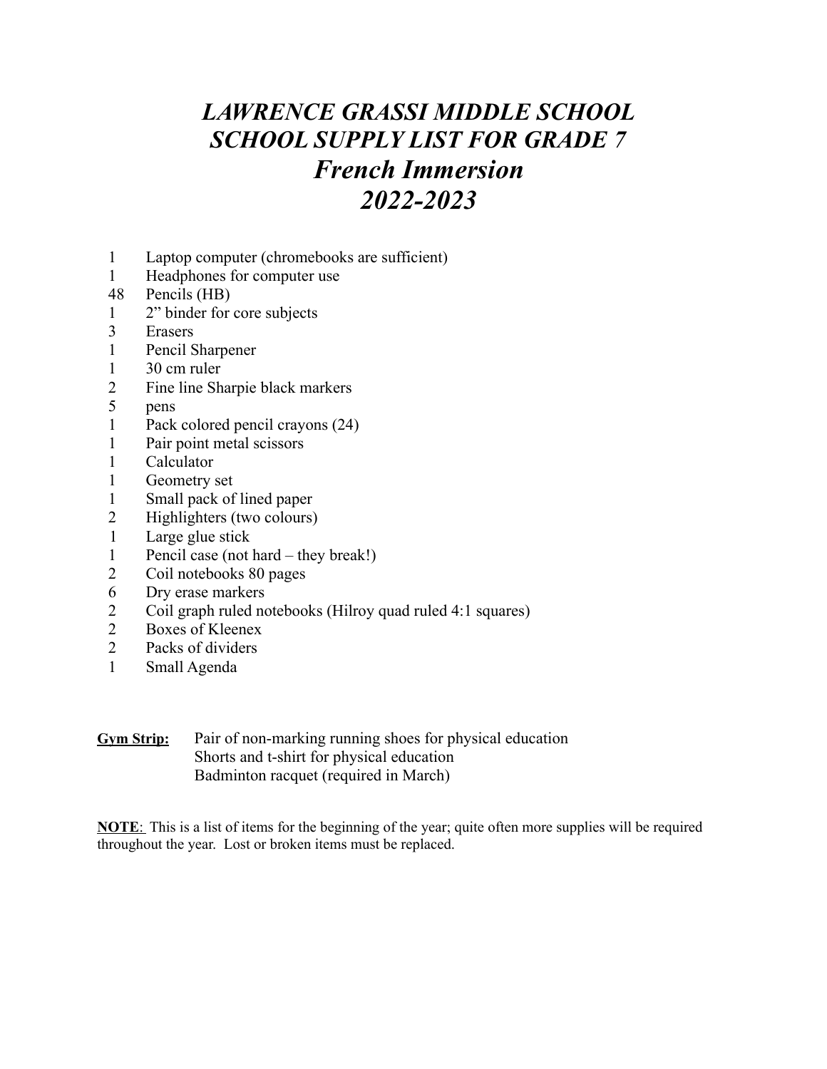# *LAWRENCE GRASSI MIDDLE SCHOOL*
# *SCHOOL SUPPLY LIST FOR GRADE 7*
# *French Immersion*
# *2022-2023*

- 1 Laptop computer (chromebooks are sufficient)
- 1 Headphones for computer use
- 48 Pencils (HB)
- 1 2" binder for core subjects
- 3 Erasers
- 1 Pencil Sharpener
- 1 30 cm ruler
- 2 Fine line Sharpie black markers
- 5 pens
- 1 Pack colored pencil crayons (24)
- 1 Pair point metal scissors
- 1 Calculator
- 1 Geometry set
- 1 Small pack of lined paper
- 2 Highlighters (two colours)
- 1 Large glue stick
- 1 Pencil case (not hard – they break!)
- 2 Coil notebooks 80 pages
- 6 Dry erase markers
- 2 Coil graph ruled notebooks (Hilroy quad ruled 4:1 squares)
- 2 Boxes of Kleenex
- 2 Packs of dividers
- 1 Small Agenda

**Gym Strip:** Pair of non-marking running shoes for physical education
Shorts and t-shirt for physical education
Badminton racquet (required in March)

**NOTE**: This is a list of items for the beginning of the year; quite often more supplies will be required throughout the year. Lost or broken items must be replaced.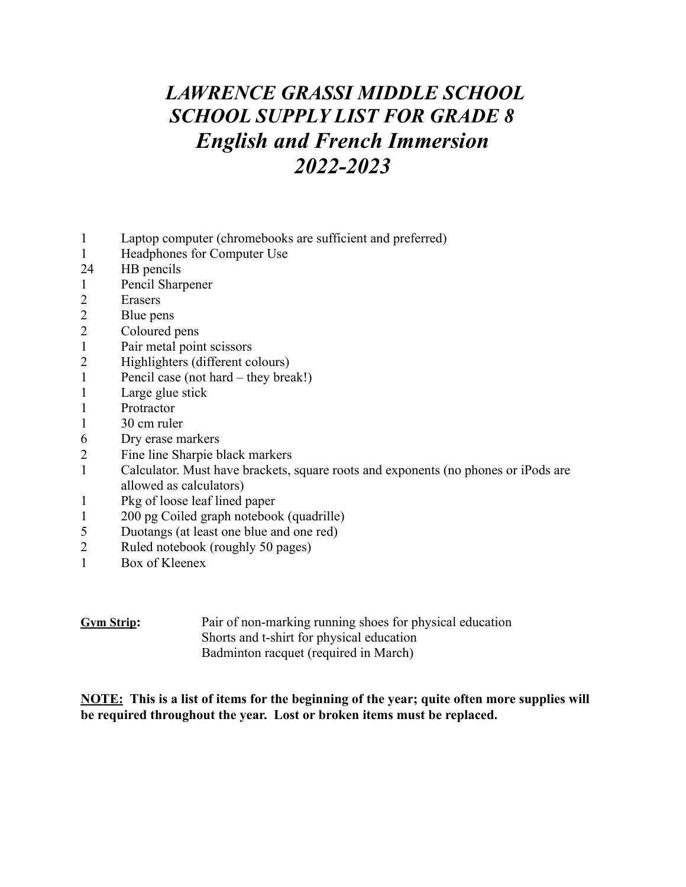# *LAWRENCE GRASSI MIDDLE SCHOOL*
# *SCHOOL SUPPLY LIST FOR GRADE 8*
# *English and French Immersion*
# *2022-2023*

| | |
|---|---|
| 1 | Laptop computer (chromebooks are sufficient and preferred) |
| 1 | Headphones for Computer Use |
| 24 | HB pencils |
| 1 | Pencil Sharpener |
| 2 | Erasers |
| 2 | Blue pens |
| 2 | Coloured pens |
| 1 | Pair metal point scissors |
| 2 | Highlighters (different colours) |
| 1 | Pencil case (not hard – they break!) |
| 1 | Large glue stick |
| 1 | Protractor |
| 1 | 30 cm ruler |
| 6 | Dry erase markers |
| 2 | Fine line Sharpie black markers |
| 1 | Calculator. Must have brackets, square roots and exponents (no phones or iPods are allowed as calculators) |
| 1 | Pkg of loose leaf lined paper |
| 1 | 200 pg Coiled graph notebook (quadrille) |
| 5 | Duotangs (at least one blue and one red) |
| 2 | Ruled notebook (roughly 50 pages) |
| 1 | Box of Kleenex |

**Gym Strip:**
Pair of non-marking running shoes for physical education
Shorts and t-shirt for physical education
Badminton racquet (required in March)

**NOTE: This is a list of items for the beginning of the year; quite often more supplies will be required throughout the year. Lost or broken items must be replaced.**